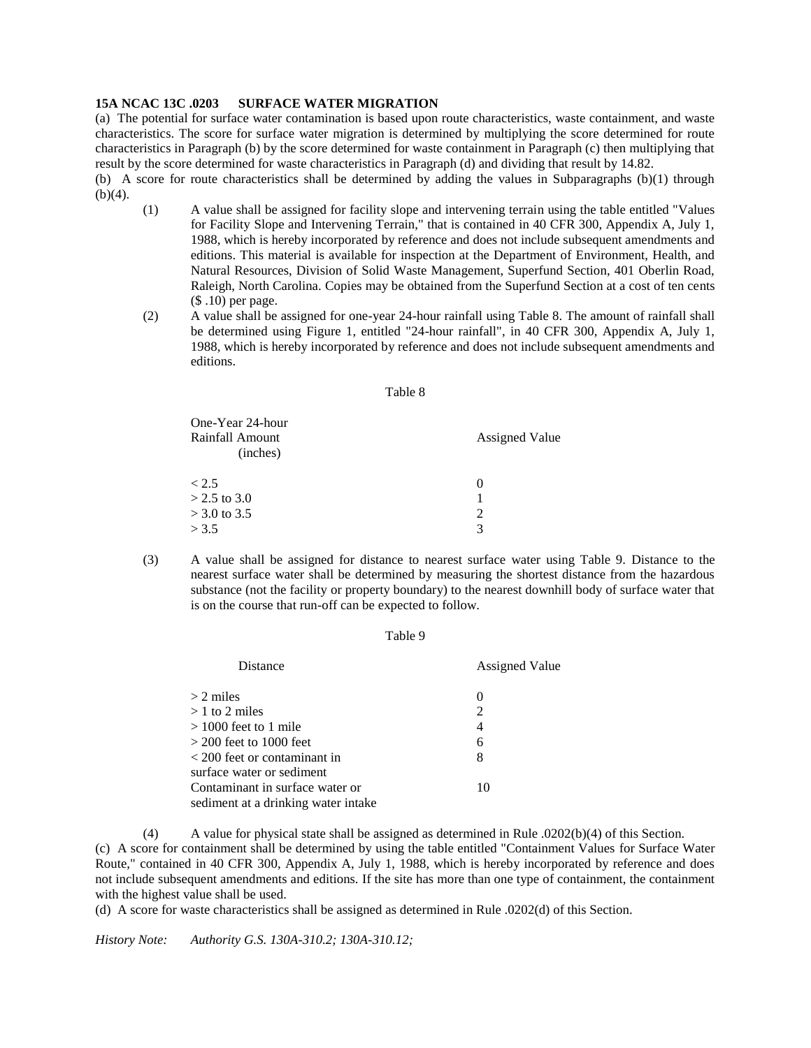**15A NCAC 13C .0203 SURFACE WATER MIGRATION**

(a) The potential for surface water contamination is based upon route characteristics, waste containment, and waste characteristics. The score for surface water migration is determined by multiplying the score determined for route characteristics in Paragraph (b) by the score determined for waste containment in Paragraph (c) then multiplying that result by the score determined for waste characteristics in Paragraph (d) and dividing that result by 14.82.

(b) A score for route characteristics shall be determined by adding the values in Subparagraphs (b)(1) through (b)(4).

(1) A value shall be assigned for facility slope and intervening terrain using the table entitled "Values for Facility Slope and Intervening Terrain," that is contained in 40 CFR 300, Appendix A, July 1, 1988, which is hereby incorporated by reference and does not include subsequent amendments and editions. This material is available for inspection at the Department of Environment, Health, and Natural Resources, Division of Solid Waste Management, Superfund Section, 401 Oberlin Road, Raleigh, North Carolina. Copies may be obtained from the Superfund Section at a cost of ten cents ($ .10) per page.

(2) A value shall be assigned for one-year 24-hour rainfall using Table 8. The amount of rainfall shall be determined using Figure 1, entitled "24-hour rainfall", in 40 CFR 300, Appendix A, July 1, 1988, which is hereby incorporated by reference and does not include subsequent amendments and editions.

Table 8

| One-Year 24-hour Rainfall Amount (inches) | Assigned Value |
| --- | --- |
| < 2.5 | 0 |
| > 2.5 to 3.0 | 1 |
| > 3.0 to 3.5 | 2 |
| > 3.5 | 3 |

(3) A value shall be assigned for distance to nearest surface water using Table 9. Distance to the nearest surface water shall be determined by measuring the shortest distance from the hazardous substance (not the facility or property boundary) to the nearest downhill body of surface water that is on the course that run-off can be expected to follow.

Table 9

| Distance | Assigned Value |
| --- | --- |
| > 2 miles | 0 |
| > 1 to 2 miles | 2 |
| > 1000 feet to 1 mile | 4 |
| > 200 feet to 1000 feet | 6 |
| < 200 feet or contaminant in surface water or sediment | 8 |
| Contaminant in surface water or sediment at a drinking water intake | 10 |

(4) A value for physical state shall be assigned as determined in Rule .0202(b)(4) of this Section.

(c) A score for containment shall be determined by using the table entitled "Containment Values for Surface Water Route," contained in 40 CFR 300, Appendix A, July 1, 1988, which is hereby incorporated by reference and does not include subsequent amendments and editions. If the site has more than one type of containment, the containment with the highest value shall be used.

(d) A score for waste characteristics shall be assigned as determined in Rule .0202(d) of this Section.

*History Note: Authority G.S. 130A-310.2; 130A-310.12;*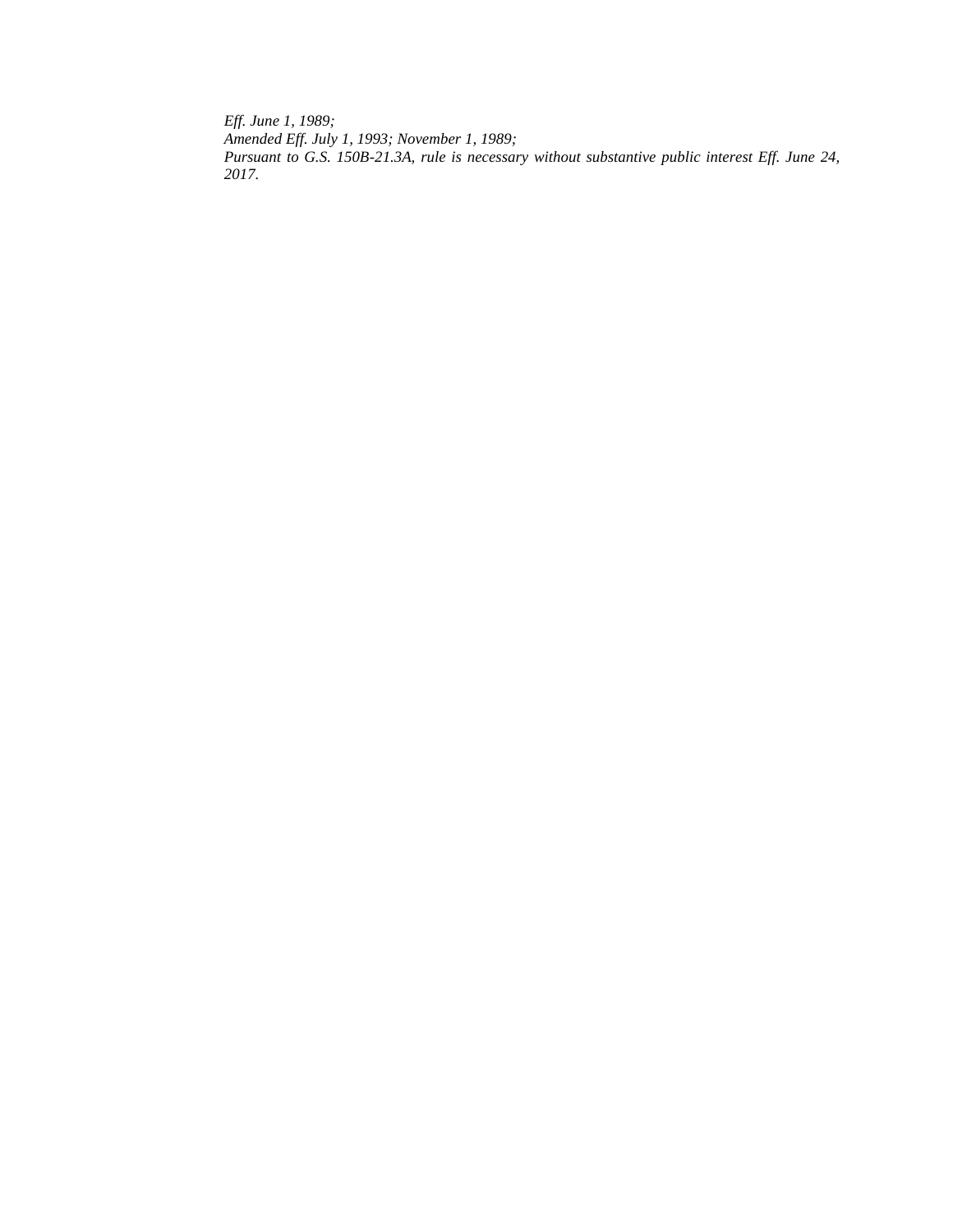*Eff. June 1, 1989;*
*Amended Eff. July 1, 1993; November 1, 1989;*
*Pursuant to G.S. 150B-21.3A, rule is necessary without substantive public interest Eff. June 24, 2017.*